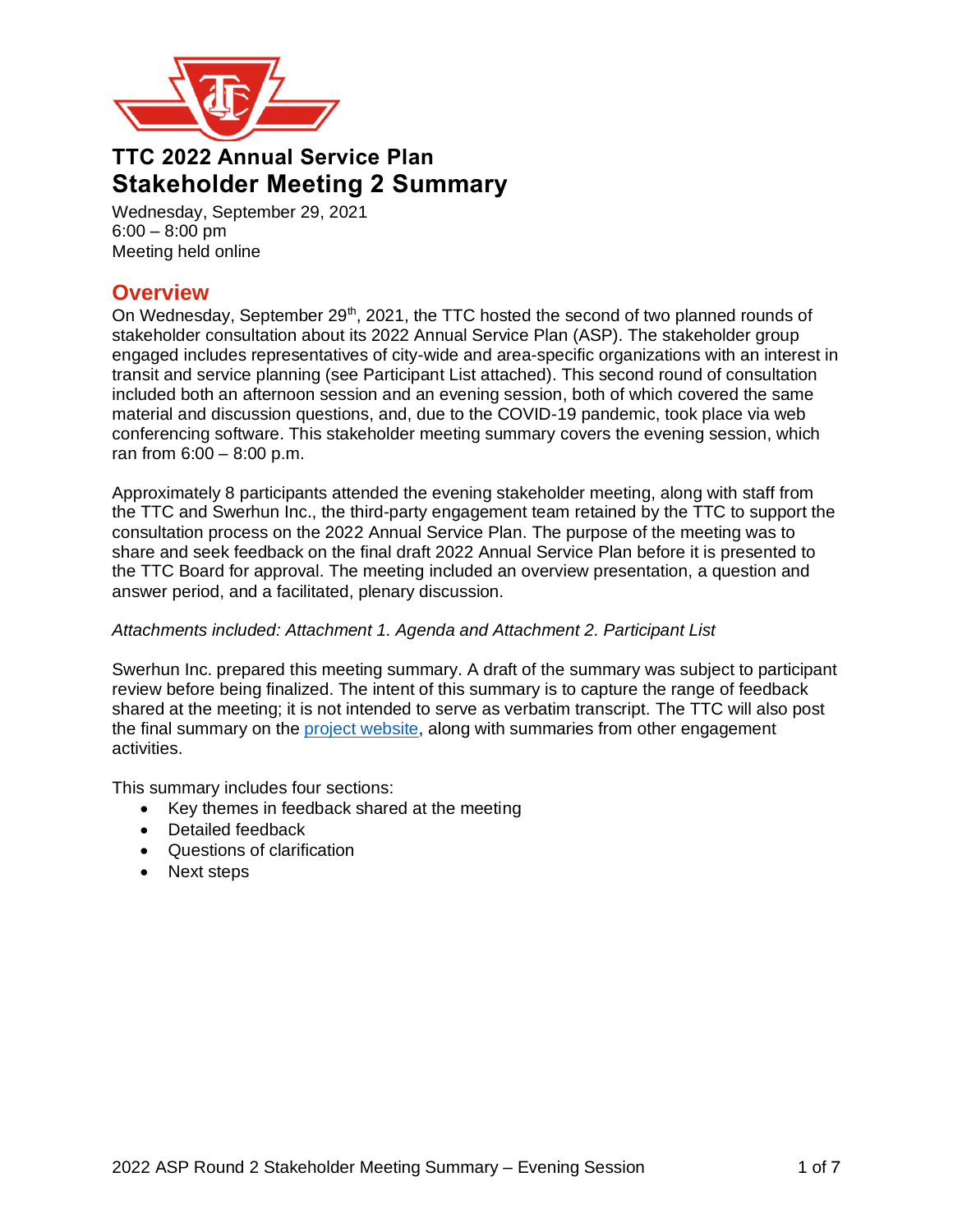# TTC 2022 Annual Service Plan

## Stakeholder Meeting 2 Summary

Wednesday, September 29, 2021
6:00 – 8:00 pm
Meeting held online

## Overview

On Wednesday, September 29th, 2021, the TTC hosted the second of two planned rounds of stakeholder consultation about its 2022 Annual Service Plan (ASP). The stakeholder group engaged includes representatives of city-wide and area-specific organizations with an interest in transit and service planning (see Participant List attached). This second round of consultation included both an afternoon session and an evening session, both of which covered the same material and discussion questions, and, due to the COVID-19 pandemic, took place via web conferencing software. This stakeholder meeting summary covers the evening session, which ran from 6:00 – 8:00 p.m.

Approximately 8 participants attended the evening stakeholder meeting, along with staff from the TTC and Swerhun Inc., the third-party engagement team retained by the TTC to support the consultation process on the 2022 Annual Service Plan. The purpose of the meeting was to share and seek feedback on the final draft 2022 Annual Service Plan before it is presented to the TTC Board for approval. The meeting included an overview presentation, a question and answer period, and a facilitated, plenary discussion.

*Attachments included: Attachment 1. Agenda and Attachment 2. Participant List*

Swerhun Inc. prepared this meeting summary. A draft of the summary was subject to participant review before being finalized. The intent of this summary is to capture the range of feedback shared at the meeting; it is not intended to serve as verbatim transcript. The TTC will also post the final summary on the project website, along with summaries from other engagement activities.

This summary includes four sections:

- Key themes in feedback shared at the meeting
- Detailed feedback
- Questions of clarification
- Next steps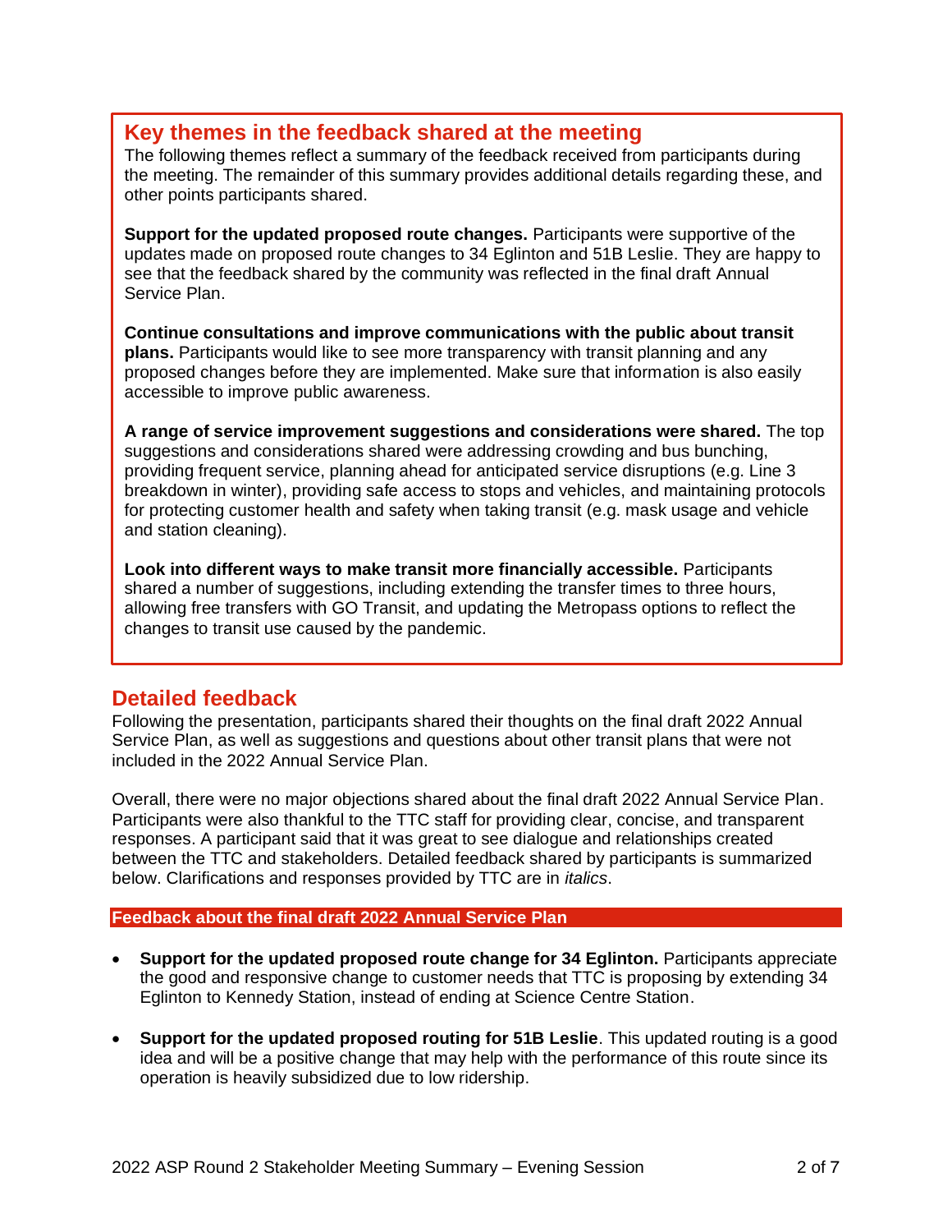## Key themes in the feedback shared at the meeting

The following themes reflect a summary of the feedback received from participants during the meeting. The remainder of this summary provides additional details regarding these, and other points participants shared.

**Support for the updated proposed route changes.** Participants were supportive of the updates made on proposed route changes to 34 Eglinton and 51B Leslie. They are happy to see that the feedback shared by the community was reflected in the final draft Annual Service Plan.

**Continue consultations and improve communications with the public about transit plans.** Participants would like to see more transparency with transit planning and any proposed changes before they are implemented. Make sure that information is also easily accessible to improve public awareness.

**A range of service improvement suggestions and considerations were shared.** The top suggestions and considerations shared were addressing crowding and bus bunching, providing frequent service, planning ahead for anticipated service disruptions (e.g. Line 3 breakdown in winter), providing safe access to stops and vehicles, and maintaining protocols for protecting customer health and safety when taking transit (e.g. mask usage and vehicle and station cleaning).

**Look into different ways to make transit more financially accessible.** Participants shared a number of suggestions, including extending the transfer times to three hours, allowing free transfers with GO Transit, and updating the Metropass options to reflect the changes to transit use caused by the pandemic.

## Detailed feedback

Following the presentation, participants shared their thoughts on the final draft 2022 Annual Service Plan, as well as suggestions and questions about other transit plans that were not included in the 2022 Annual Service Plan.

Overall, there were no major objections shared about the final draft 2022 Annual Service Plan. Participants were also thankful to the TTC staff for providing clear, concise, and transparent responses. A participant said that it was great to see dialogue and relationships created between the TTC and stakeholders. Detailed feedback shared by participants is summarized below. Clarifications and responses provided by TTC are in *italics*.

### Feedback about the final draft 2022 Annual Service Plan

- **Support for the updated proposed route change for 34 Eglinton.** Participants appreciate the good and responsive change to customer needs that TTC is proposing by extending 34 Eglinton to Kennedy Station, instead of ending at Science Centre Station.

- **Support for the updated proposed routing for 51B Leslie**. This updated routing is a good idea and will be a positive change that may help with the performance of this route since its operation is heavily subsidized due to low ridership.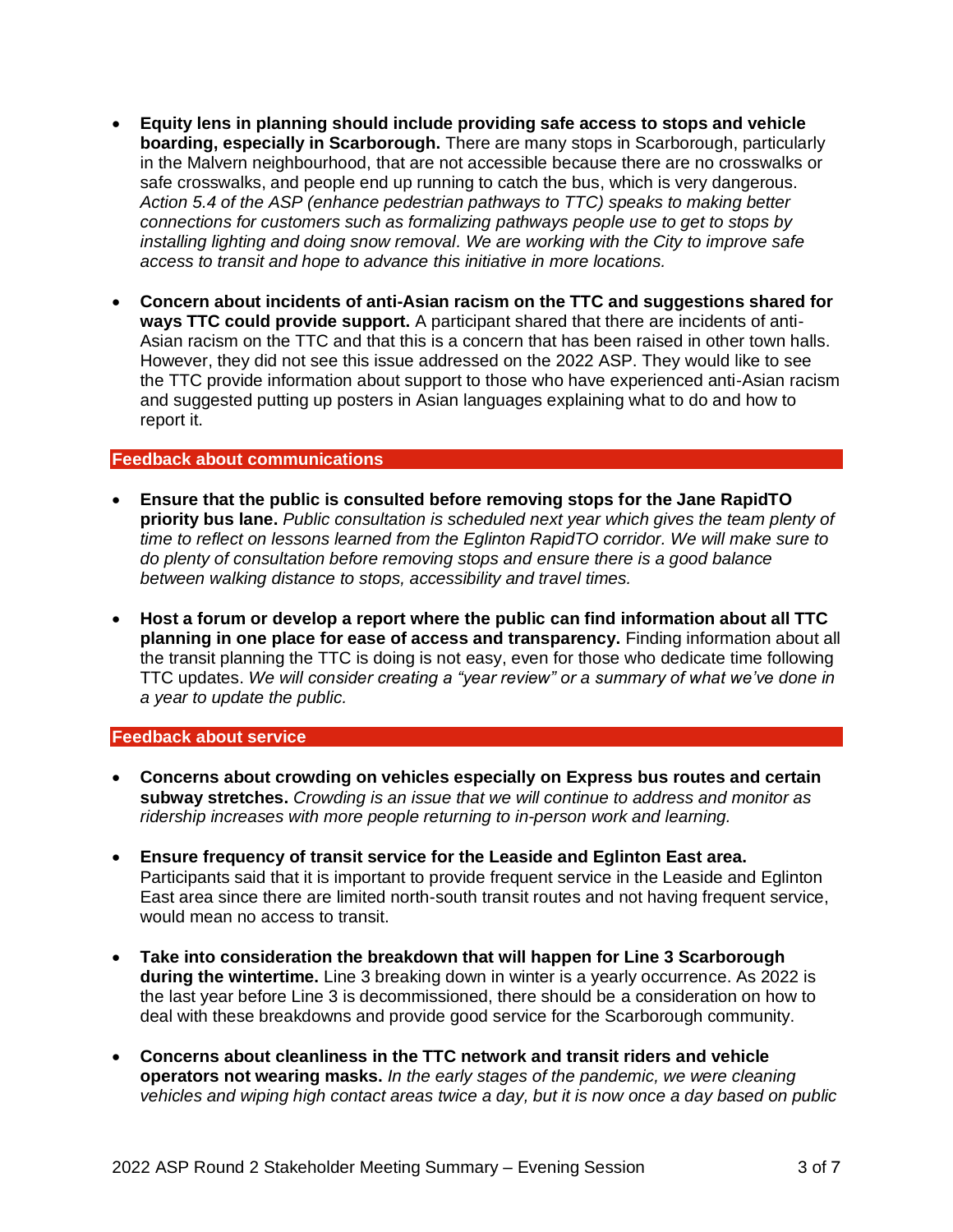- **Equity lens in planning should include providing safe access to stops and vehicle boarding, especially in Scarborough.** There are many stops in Scarborough, particularly in the Malvern neighbourhood, that are not accessible because there are no crosswalks or safe crosswalks, and people end up running to catch the bus, which is very dangerous. *Action 5.4 of the ASP (enhance pedestrian pathways to TTC) speaks to making better connections for customers such as formalizing pathways people use to get to stops by installing lighting and doing snow removal. We are working with the City to improve safe access to transit and hope to advance this initiative in more locations.*

- **Concern about incidents of anti-Asian racism on the TTC and suggestions shared for ways TTC could provide support.** A participant shared that there are incidents of anti-Asian racism on the TTC and that this is a concern that has been raised in other town halls. However, they did not see this issue addressed on the 2022 ASP. They would like to see the TTC provide information about support to those who have experienced anti-Asian racism and suggested putting up posters in Asian languages explaining what to do and how to report it.

## Feedback about communications

- **Ensure that the public is consulted before removing stops for the Jane RapidTO priority bus lane.** *Public consultation is scheduled next year which gives the team plenty of time to reflect on lessons learned from the Eglinton RapidTO corridor. We will make sure to do plenty of consultation before removing stops and ensure there is a good balance between walking distance to stops, accessibility and travel times.*

- **Host a forum or develop a report where the public can find information about all TTC planning in one place for ease of access and transparency.** Finding information about all the transit planning the TTC is doing is not easy, even for those who dedicate time following TTC updates. *We will consider creating a "year review" or a summary of what we've done in a year to update the public.*

## Feedback about service

- **Concerns about crowding on vehicles especially on Express bus routes and certain subway stretches.** *Crowding is an issue that we will continue to address and monitor as ridership increases with more people returning to in-person work and learning.*

- **Ensure frequency of transit service for the Leaside and Eglinton East area.** Participants said that it is important to provide frequent service in the Leaside and Eglinton East area since there are limited north-south transit routes and not having frequent service, would mean no access to transit.

- **Take into consideration the breakdown that will happen for Line 3 Scarborough during the wintertime.** Line 3 breaking down in winter is a yearly occurrence. As 2022 is the last year before Line 3 is decommissioned, there should be a consideration on how to deal with these breakdowns and provide good service for the Scarborough community.

- **Concerns about cleanliness in the TTC network and transit riders and vehicle operators not wearing masks.** *In the early stages of the pandemic, we were cleaning vehicles and wiping high contact areas twice a day, but it is now once a day based on public*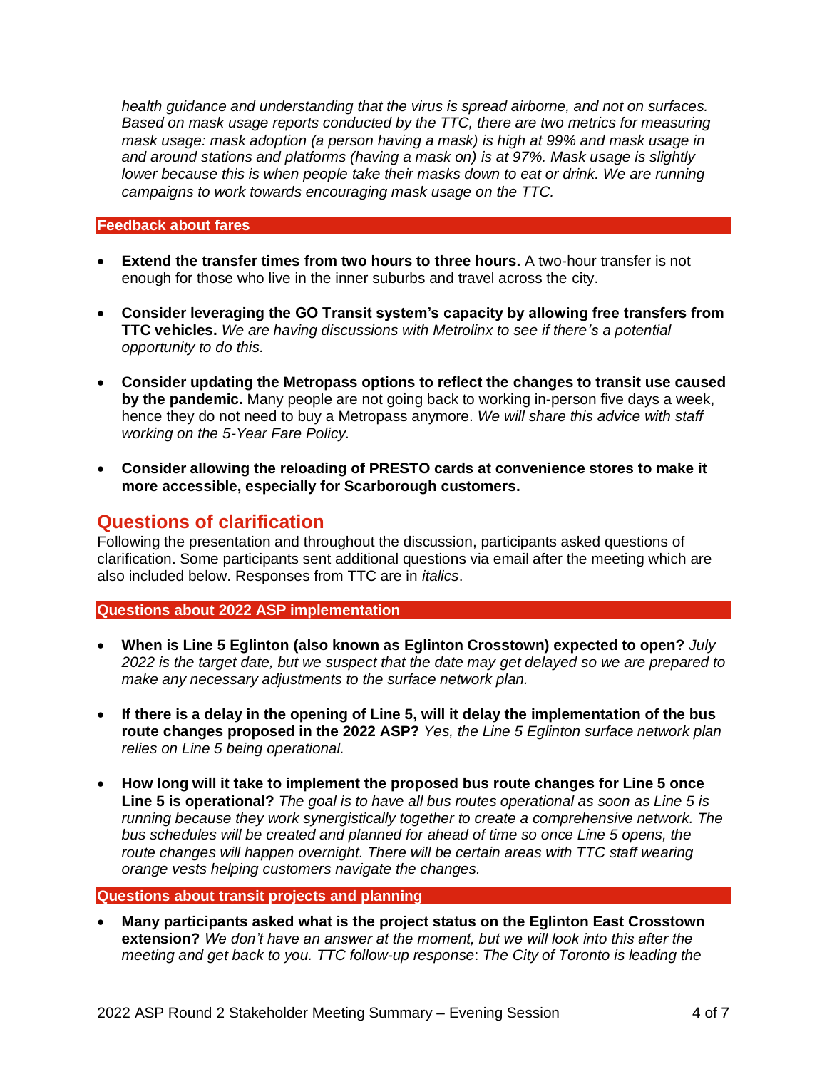*health guidance and understanding that the virus is spread airborne, and not on surfaces. Based on mask usage reports conducted by the TTC, there are two metrics for measuring mask usage: mask adoption (a person having a mask) is high at 99% and mask usage in and around stations and platforms (having a mask on) is at 97%. Mask usage is slightly lower because this is when people take their masks down to eat or drink. We are running campaigns to work towards encouraging mask usage on the TTC.*

### Feedback about fares

- **Extend the transfer times from two hours to three hours.** A two-hour transfer is not enough for those who live in the inner suburbs and travel across the city.
- **Consider leveraging the GO Transit system's capacity by allowing free transfers from TTC vehicles.** *We are having discussions with Metrolinx to see if there's a potential opportunity to do this.*
- **Consider updating the Metropass options to reflect the changes to transit use caused by the pandemic.** Many people are not going back to working in-person five days a week, hence they do not need to buy a Metropass anymore. *We will share this advice with staff working on the 5-Year Fare Policy.*
- **Consider allowing the reloading of PRESTO cards at convenience stores to make it more accessible, especially for Scarborough customers.**

## Questions of clarification

Following the presentation and throughout the discussion, participants asked questions of clarification. Some participants sent additional questions via email after the meeting which are also included below. Responses from TTC are in *italics*.

### Questions about 2022 ASP implementation

- **When is Line 5 Eglinton (also known as Eglinton Crosstown) expected to open?** *July 2022 is the target date, but we suspect that the date may get delayed so we are prepared to make any necessary adjustments to the surface network plan.*
- **If there is a delay in the opening of Line 5, will it delay the implementation of the bus route changes proposed in the 2022 ASP?** *Yes, the Line 5 Eglinton surface network plan relies on Line 5 being operational.*
- **How long will it take to implement the proposed bus route changes for Line 5 once Line 5 is operational?** *The goal is to have all bus routes operational as soon as Line 5 is running because they work synergistically together to create a comprehensive network. The bus schedules will be created and planned for ahead of time so once Line 5 opens, the route changes will happen overnight. There will be certain areas with TTC staff wearing orange vests helping customers navigate the changes.*

### Questions about transit projects and planning

- **Many participants asked what is the project status on the Eglinton East Crosstown extension?** *We don't have an answer at the moment, but we will look into this after the meeting and get back to you. TTC follow-up response: The City of Toronto is leading the*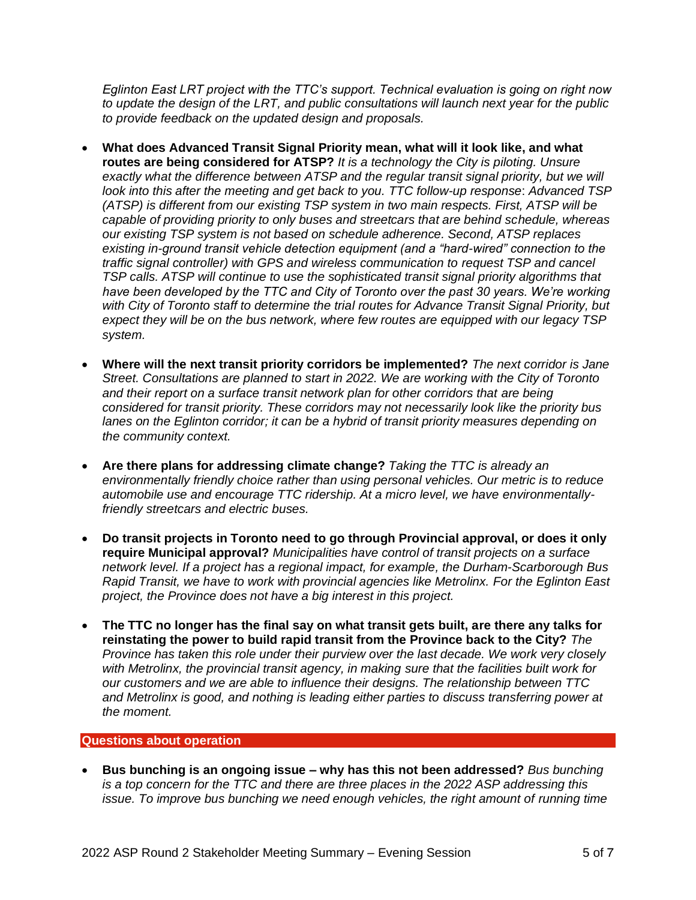*Eglinton East LRT project with the TTC's support. Technical evaluation is going on right now to update the design of the LRT, and public consultations will launch next year for the public to provide feedback on the updated design and proposals.*

- **What does Advanced Transit Signal Priority mean, what will it look like, and what routes are being considered for ATSP?** *It is a technology the City is piloting. Unsure exactly what the difference between ATSP and the regular transit signal priority, but we will look into this after the meeting and get back to you. TTC follow-up response*: *Advanced TSP (ATSP) is different from our existing TSP system in two main respects. First, ATSP will be capable of providing priority to only buses and streetcars that are behind schedule, whereas our existing TSP system is not based on schedule adherence. Second, ATSP replaces existing in-ground transit vehicle detection equipment (and a "hard-wired" connection to the traffic signal controller) with GPS and wireless communication to request TSP and cancel TSP calls. ATSP will continue to use the sophisticated transit signal priority algorithms that have been developed by the TTC and City of Toronto over the past 30 years. We're working with City of Toronto staff to determine the trial routes for Advance Transit Signal Priority, but expect they will be on the bus network, where few routes are equipped with our legacy TSP system.*

- **Where will the next transit priority corridors be implemented?** *The next corridor is Jane Street. Consultations are planned to start in 2022. We are working with the City of Toronto and their report on a surface transit network plan for other corridors that are being considered for transit priority. These corridors may not necessarily look like the priority bus lanes on the Eglinton corridor; it can be a hybrid of transit priority measures depending on the community context.*

- **Are there plans for addressing climate change?** *Taking the TTC is already an environmentally friendly choice rather than using personal vehicles. Our metric is to reduce automobile use and encourage TTC ridership. At a micro level, we have environmentally-friendly streetcars and electric buses.*

- **Do transit projects in Toronto need to go through Provincial approval, or does it only require Municipal approval?** *Municipalities have control of transit projects on a surface network level. If a project has a regional impact, for example, the Durham-Scarborough Bus Rapid Transit, we have to work with provincial agencies like Metrolinx. For the Eglinton East project, the Province does not have a big interest in this project.*

- **The TTC no longer has the final say on what transit gets built, are there any talks for reinstating the power to build rapid transit from the Province back to the City?** *The Province has taken this role under their purview over the last decade. We work very closely with Metrolinx, the provincial transit agency, in making sure that the facilities built work for our customers and we are able to influence their designs. The relationship between TTC and Metrolinx is good, and nothing is leading either parties to discuss transferring power at the moment.*

## Questions about operation

- **Bus bunching is an ongoing issue – why has this not been addressed?** *Bus bunching is a top concern for the TTC and there are three places in the 2022 ASP addressing this issue. To improve bus bunching we need enough vehicles, the right amount of running time*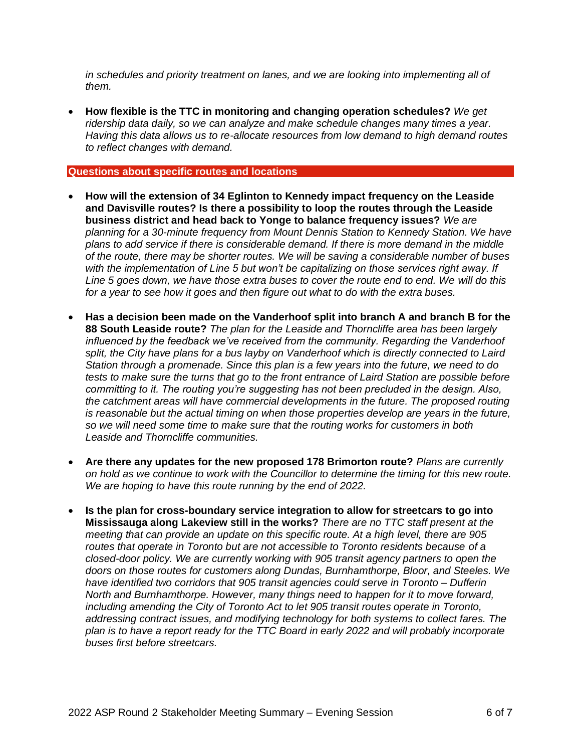*in schedules and priority treatment on lanes, and we are looking into implementing all of them.*

- **How flexible is the TTC in monitoring and changing operation schedules?** *We get ridership data daily, so we can analyze and make schedule changes many times a year. Having this data allows us to re-allocate resources from low demand to high demand routes to reflect changes with demand.*

## Questions about specific routes and locations

- **How will the extension of 34 Eglinton to Kennedy impact frequency on the Leaside and Davisville routes? Is there a possibility to loop the routes through the Leaside business district and head back to Yonge to balance frequency issues?** *We are planning for a 30-minute frequency from Mount Dennis Station to Kennedy Station. We have plans to add service if there is considerable demand. If there is more demand in the middle of the route, there may be shorter routes. We will be saving a considerable number of buses with the implementation of Line 5 but won't be capitalizing on those services right away. If Line 5 goes down, we have those extra buses to cover the route end to end. We will do this for a year to see how it goes and then figure out what to do with the extra buses.*

- **Has a decision been made on the Vanderhoof split into branch A and branch B for the 88 South Leaside route?** *The plan for the Leaside and Thorncliffe area has been largely influenced by the feedback we've received from the community. Regarding the Vanderhoof split, the City have plans for a bus layby on Vanderhoof which is directly connected to Laird Station through a promenade. Since this plan is a few years into the future, we need to do tests to make sure the turns that go to the front entrance of Laird Station are possible before committing to it. The routing you're suggesting has not been precluded in the design. Also, the catchment areas will have commercial developments in the future. The proposed routing is reasonable but the actual timing on when those properties develop are years in the future, so we will need some time to make sure that the routing works for customers in both Leaside and Thorncliffe communities.*

- **Are there any updates for the new proposed 178 Brimorton route?** *Plans are currently on hold as we continue to work with the Councillor to determine the timing for this new route. We are hoping to have this route running by the end of 2022.*

- **Is the plan for cross-boundary service integration to allow for streetcars to go into Mississauga along Lakeview still in the works?** *There are no TTC staff present at the meeting that can provide an update on this specific route. At a high level, there are 905 routes that operate in Toronto but are not accessible to Toronto residents because of a closed-door policy. We are currently working with 905 transit agency partners to open the doors on those routes for customers along Dundas, Burnhamthorpe, Bloor, and Steeles. We have identified two corridors that 905 transit agencies could serve in Toronto – Dufferin North and Burnhamthorpe. However, many things need to happen for it to move forward, including amending the City of Toronto Act to let 905 transit routes operate in Toronto, addressing contract issues, and modifying technology for both systems to collect fares. The plan is to have a report ready for the TTC Board in early 2022 and will probably incorporate buses first before streetcars.*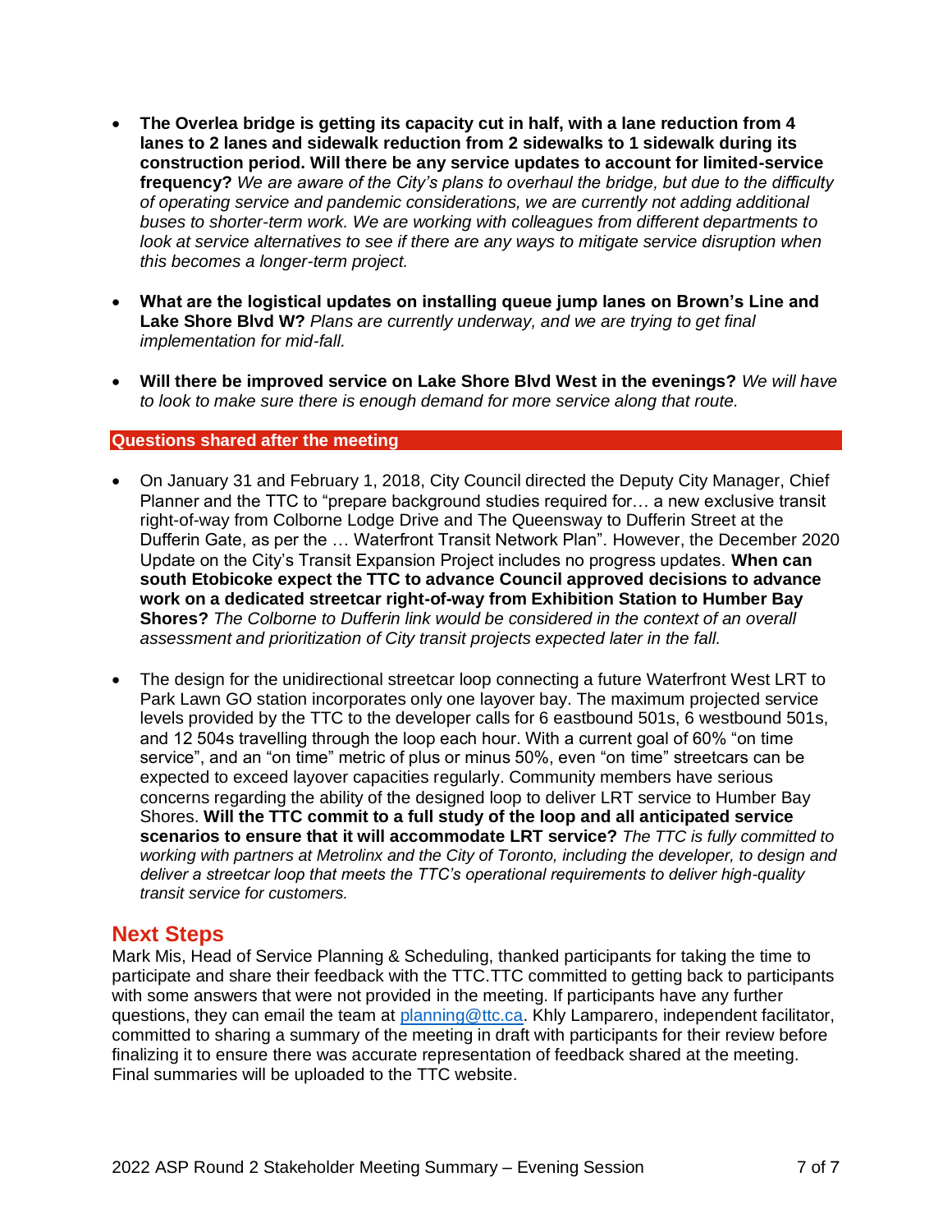- **The Overlea bridge is getting its capacity cut in half, with a lane reduction from 4 lanes to 2 lanes and sidewalk reduction from 2 sidewalks to 1 sidewalk during its construction period. Will there be any service updates to account for limited-service frequency?** *We are aware of the City's plans to overhaul the bridge, but due to the difficulty of operating service and pandemic considerations, we are currently not adding additional buses to shorter-term work. We are working with colleagues from different departments to look at service alternatives to see if there are any ways to mitigate service disruption when this becomes a longer-term project.*

- **What are the logistical updates on installing queue jump lanes on Brown's Line and Lake Shore Blvd W?** *Plans are currently underway, and we are trying to get final implementation for mid-fall.*

- **Will there be improved service on Lake Shore Blvd West in the evenings?** *We will have to look to make sure there is enough demand for more service along that route.*

## Questions shared after the meeting

- On January 31 and February 1, 2018, City Council directed the Deputy City Manager, Chief Planner and the TTC to "prepare background studies required for… a new exclusive transit right-of-way from Colborne Lodge Drive and The Queensway to Dufferin Street at the Dufferin Gate, as per the … Waterfront Transit Network Plan". However, the December 2020 Update on the City's Transit Expansion Project includes no progress updates. **When can south Etobicoke expect the TTC to advance Council approved decisions to advance work on a dedicated streetcar right-of-way from Exhibition Station to Humber Bay Shores?** *The Colborne to Dufferin link would be considered in the context of an overall assessment and prioritization of City transit projects expected later in the fall.*

- The design for the unidirectional streetcar loop connecting a future Waterfront West LRT to Park Lawn GO station incorporates only one layover bay. The maximum projected service levels provided by the TTC to the developer calls for 6 eastbound 501s, 6 westbound 501s, and 12 504s travelling through the loop each hour. With a current goal of 60% "on time service", and an "on time" metric of plus or minus 50%, even "on time" streetcars can be expected to exceed layover capacities regularly. Community members have serious concerns regarding the ability of the designed loop to deliver LRT service to Humber Bay Shores. **Will the TTC commit to a full study of the loop and all anticipated service scenarios to ensure that it will accommodate LRT service?** *The TTC is fully committed to working with partners at Metrolinx and the City of Toronto, including the developer, to design and deliver a streetcar loop that meets the TTC's operational requirements to deliver high-quality transit service for customers.*

## Next Steps

Mark Mis, Head of Service Planning & Scheduling, thanked participants for taking the time to participate and share their feedback with the TTC.TTC committed to getting back to participants with some answers that were not provided in the meeting. If participants have any further questions, they can email the team at planning@ttc.ca. Khly Lamparero, independent facilitator, committed to sharing a summary of the meeting in draft with participants for their review before finalizing it to ensure there was accurate representation of feedback shared at the meeting. Final summaries will be uploaded to the TTC website.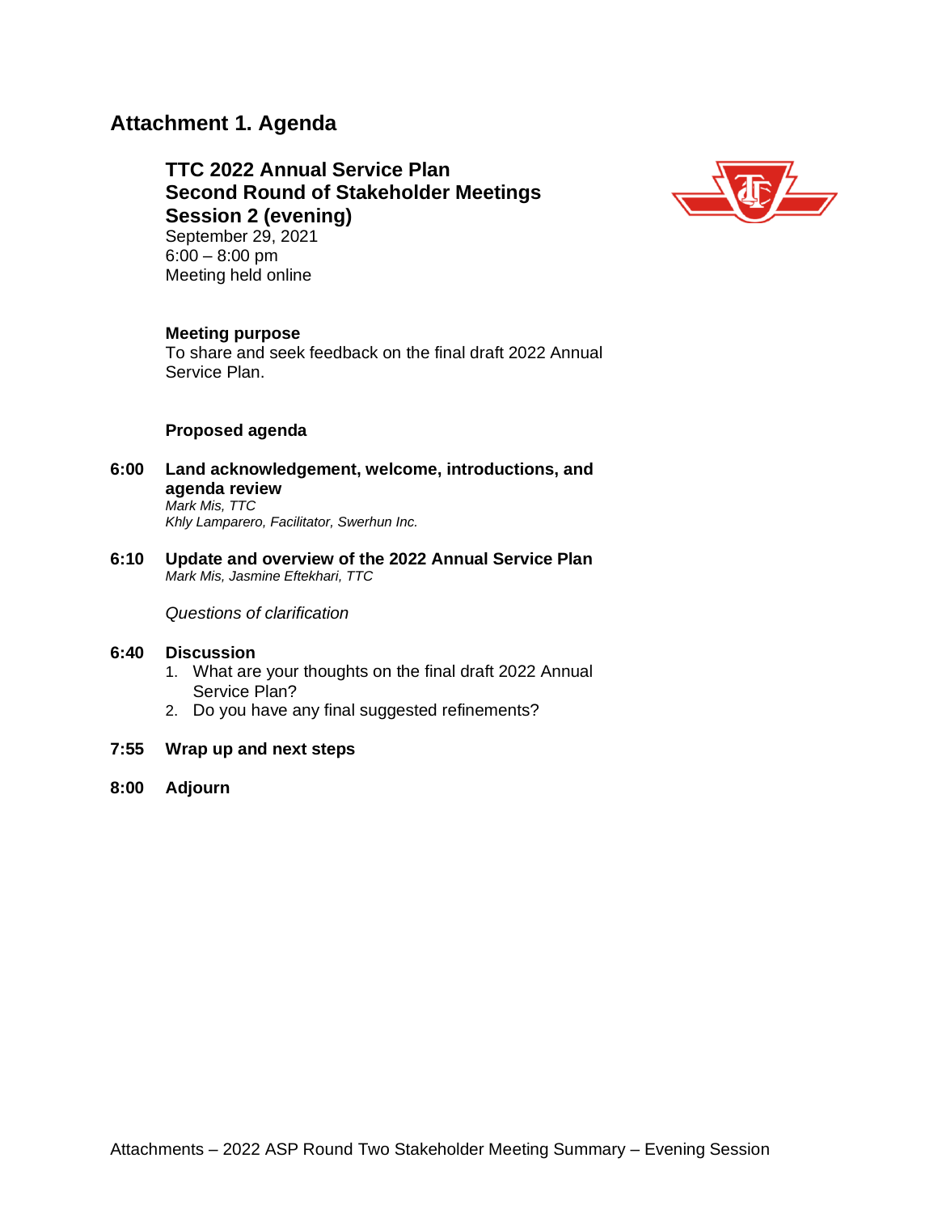# Attachment 1. Agenda

**TTC 2022 Annual Service Plan**
**Second Round of Stakeholder Meetings**
**Session 2 (evening)**
September 29, 2021
6:00 – 8:00 pm
Meeting held online

**Meeting purpose**
To share and seek feedback on the final draft 2022 Annual Service Plan.

**Proposed agenda**

**6:00 Land acknowledgement, welcome, introductions, and agenda review**
*Mark Mis, TTC*
*Khly Lamparero, Facilitator, Swerhun Inc.*

**6:10 Update and overview of the 2022 Annual Service Plan**
*Mark Mis, Jasmine Eftekhari, TTC*

*Questions of clarification*

**6:40 Discussion**

1. What are your thoughts on the final draft 2022 Annual Service Plan?
2. Do you have any final suggested refinements?

**7:55 Wrap up and next steps**

**8:00 Adjourn**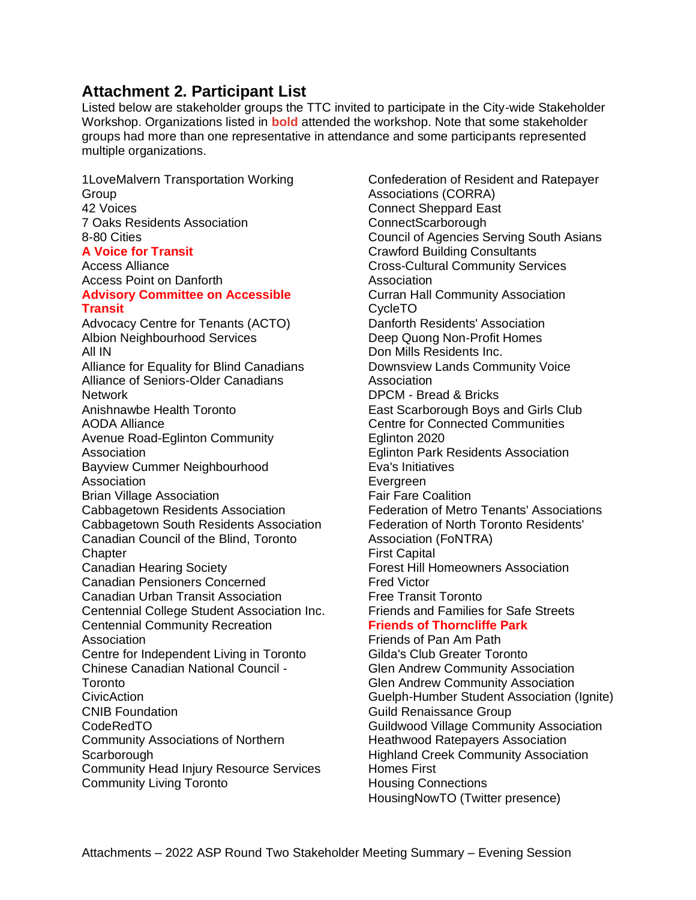## Attachment 2. Participant List

Listed below are stakeholder groups the TTC invited to participate in the City-wide Stakeholder Workshop. Organizations listed in **bold** attended the workshop. Note that some stakeholder groups had more than one representative in attendance and some participants represented multiple organizations.

1LoveMalvern Transportation Working Group
42 Voices
7 Oaks Residents Association
8-80 Cities
**A Voice for Transit**
Access Alliance
Access Point on Danforth
**Advisory Committee on Accessible Transit**
Advocacy Centre for Tenants (ACTO)
Albion Neighbourhood Services
All IN
Alliance for Equality for Blind Canadians
Alliance of Seniors-Older Canadians Network
Anishnawbe Health Toronto
AODA Alliance
Avenue Road-Eglinton Community Association
Bayview Cummer Neighbourhood Association
Brian Village Association
Cabbagetown Residents Association
Cabbagetown South Residents Association
Canadian Council of the Blind, Toronto Chapter
Canadian Hearing Society
Canadian Pensioners Concerned
Canadian Urban Transit Association
Centennial College Student Association Inc.
Centennial Community Recreation Association
Centre for Independent Living in Toronto
Chinese Canadian National Council - Toronto
CivicAction
CNIB Foundation
CodeRedTO
Community Associations of Northern Scarborough
Community Head Injury Resource Services
Community Living Toronto
Confederation of Resident and Ratepayer Associations (CORRA)
Connect Sheppard East
ConnectScarborough
Council of Agencies Serving South Asians
Crawford Building Consultants
Cross-Cultural Community Services Association
Curran Hall Community Association
CycleTO
Danforth Residents' Association
Deep Quong Non-Profit Homes
Don Mills Residents Inc.
Downsview Lands Community Voice Association
DPCM - Bread & Bricks
East Scarborough Boys and Girls Club
Centre for Connected Communities
Eglinton 2020
Eglinton Park Residents Association
Eva's Initiatives
Evergreen
Fair Fare Coalition
Federation of Metro Tenants' Associations
Federation of North Toronto Residents' Association (FoNTRA)
First Capital
Forest Hill Homeowners Association
Fred Victor
Free Transit Toronto
Friends and Families for Safe Streets
**Friends of Thorncliffe Park**
Friends of Pan Am Path
Gilda's Club Greater Toronto
Glen Andrew Community Association
Glen Andrew Community Association
Guelph-Humber Student Association (Ignite)
Guild Renaissance Group
Guildwood Village Community Association
Heathwood Ratepayers Association
Highland Creek Community Association
Homes First
Housing Connections
HousingNowTO (Twitter presence)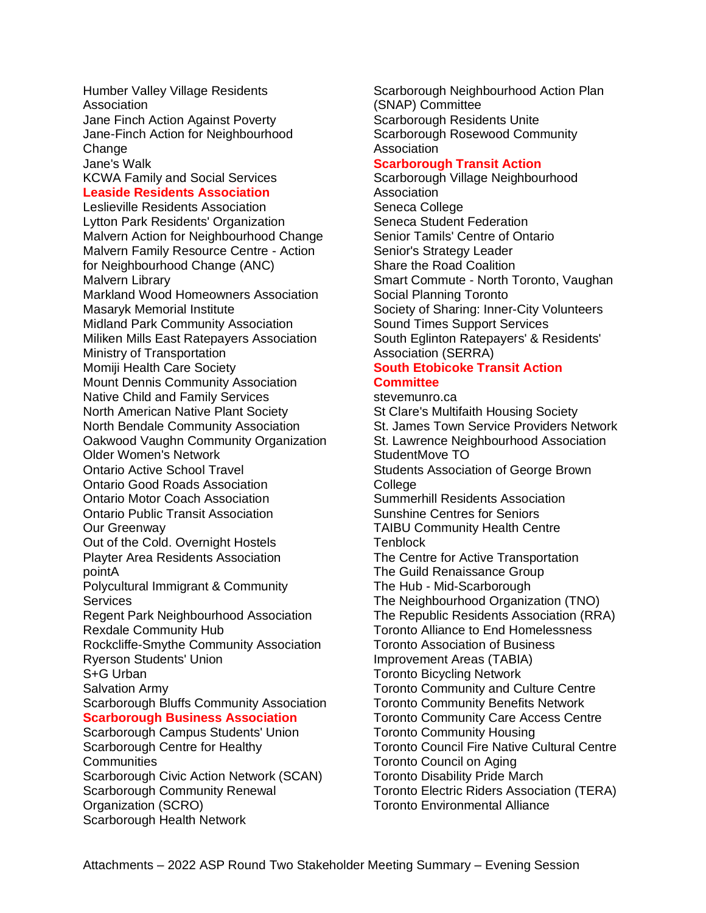Humber Valley Village Residents Association
Jane Finch Action Against Poverty
Jane-Finch Action for Neighbourhood Change
Jane's Walk
KCWA Family and Social Services
**Leaside Residents Association**
Leslieville Residents Association
Lytton Park Residents' Organization
Malvern Action for Neighbourhood Change
Malvern Family Resource Centre - Action for Neighbourhood Change (ANC)
Malvern Library
Markland Wood Homeowners Association
Masaryk Memorial Institute
Midland Park Community Association
Miliken Mills East Ratepayers Association
Ministry of Transportation
Momiji Health Care Society
Mount Dennis Community Association
Native Child and Family Services
North American Native Plant Society
North Bendale Community Association
Oakwood Vaughn Community Organization
Older Women's Network
Ontario Active School Travel
Ontario Good Roads Association
Ontario Motor Coach Association
Ontario Public Transit Association
Our Greenway
Out of the Cold. Overnight Hostels
Playter Area Residents Association
pointA
Polycultural Immigrant & Community Services
Regent Park Neighbourhood Association
Rexdale Community Hub
Rockcliffe-Smythe Community Association
Ryerson Students' Union
S+G Urban
Salvation Army
Scarborough Bluffs Community Association
**Scarborough Business Association**
Scarborough Campus Students' Union
Scarborough Centre for Healthy Communities
Scarborough Civic Action Network (SCAN)
Scarborough Community Renewal Organization (SCRO)
Scarborough Health Network
Scarborough Neighbourhood Action Plan (SNAP) Committee
Scarborough Residents Unite
Scarborough Rosewood Community Association
**Scarborough Transit Action**
Scarborough Village Neighbourhood Association
Seneca College
Seneca Student Federation
Senior Tamils' Centre of Ontario
Senior's Strategy Leader
Share the Road Coalition
Smart Commute - North Toronto, Vaughan
Social Planning Toronto
Society of Sharing: Inner-City Volunteers
Sound Times Support Services
South Eglinton Ratepayers' & Residents' Association (SERRA)
**South Etobicoke Transit Action Committee**
stevemunro.ca
St Clare's Multifaith Housing Society
St. James Town Service Providers Network
St. Lawrence Neighbourhood Association
StudentMove TO
Students Association of George Brown College
Summerhill Residents Association
Sunshine Centres for Seniors
TAIBU Community Health Centre
Tenblock
The Centre for Active Transportation
The Guild Renaissance Group
The Hub - Mid-Scarborough
The Neighbourhood Organization (TNO)
The Republic Residents Association (RRA)
Toronto Alliance to End Homelessness
Toronto Association of Business Improvement Areas (TABIA)
Toronto Bicycling Network
Toronto Community and Culture Centre
Toronto Community Benefits Network
Toronto Community Care Access Centre
Toronto Community Housing
Toronto Council Fire Native Cultural Centre
Toronto Council on Aging
Toronto Disability Pride March
Toronto Electric Riders Association (TERA)
Toronto Environmental Alliance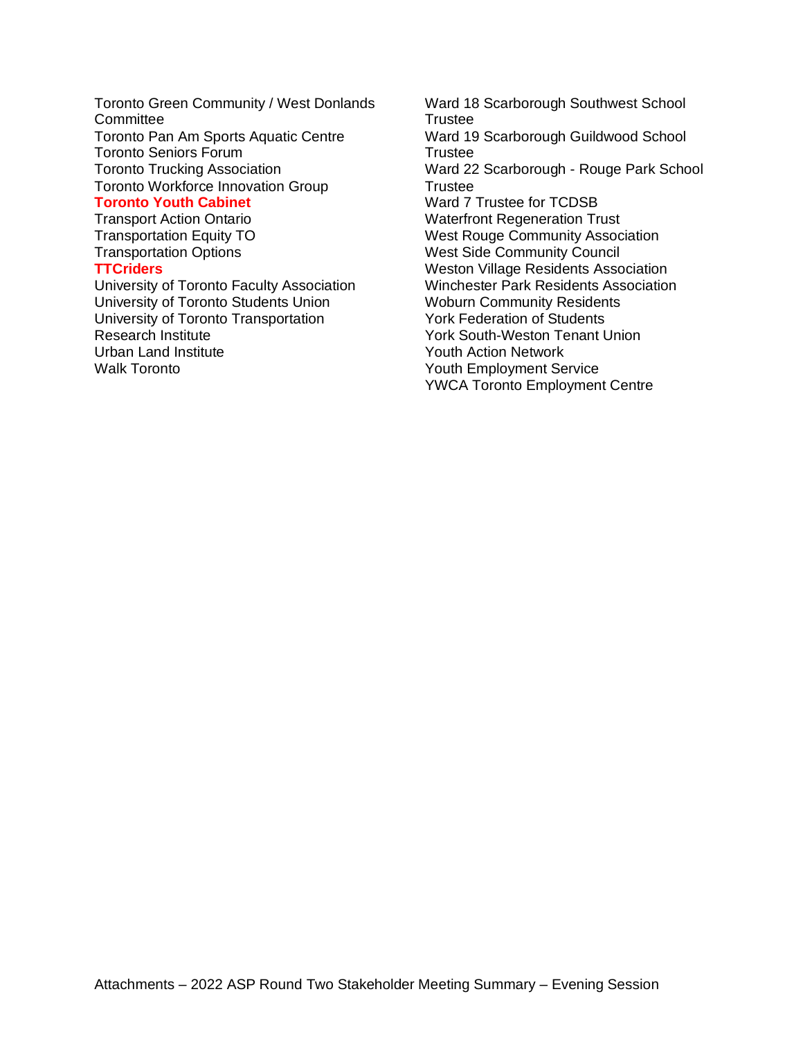Toronto Green Community / West Donlands Committee
Toronto Pan Am Sports Aquatic Centre
Toronto Seniors Forum
Toronto Trucking Association
Toronto Workforce Innovation Group
**Toronto Youth Cabinet**
Transport Action Ontario
Transportation Equity TO
Transportation Options
**TTCriders**
University of Toronto Faculty Association
University of Toronto Students Union
University of Toronto Transportation Research Institute
Urban Land Institute
Walk Toronto
Ward 18 Scarborough Southwest School Trustee
Ward 19 Scarborough Guildwood School Trustee
Ward 22 Scarborough - Rouge Park School Trustee
Ward 7 Trustee for TCDSB
Waterfront Regeneration Trust
West Rouge Community Association
West Side Community Council
Weston Village Residents Association
Winchester Park Residents Association
Woburn Community Residents
York Federation of Students
York South-Weston Tenant Union
Youth Action Network
Youth Employment Service
YWCA Toronto Employment Centre